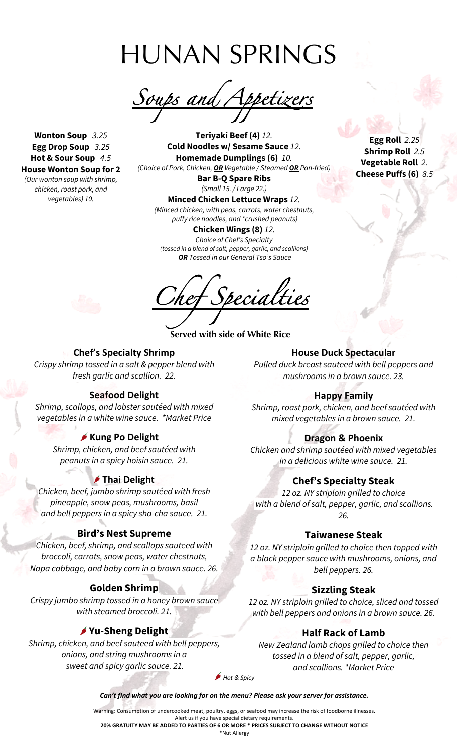# HUNAN SPRINGS

## *Soups and Appetizers*

**Wonton Soup** *3.25*
**Egg Drop Soup** *3.25*
**Hot & Sour Soup** *4.5*
**House Wonton Soup for 2**
*(Our wonton soup with shrimp, chicken, roast pork, and vegetables) 10.*

**Teriyaki Beef (4)** *12.*
**Cold Noodles w/ Sesame Sauce** *12.*
**Homemade Dumplings (6)** *10.*
*(Choice of Pork, Chicken, **OR** Vegetable / Steamed **OR** Pan-fried)*
**Bar B-Q Spare Ribs**
*(Small 15. / Large 22.)*
**Minced Chicken Lettuce Wraps** *12.*
*(Minced chicken, with peas, carrots, water chestnuts, puffy rice noodles, and *crushed peanuts)*
**Chicken Wings (8)** *12.*
*Choice of Chef's Specialty (tossed in a blend of salt, pepper, garlic, and scallions) **OR** Tossed in our General Tso's Sauce*

**Egg Roll** *2.25*
**Shrimp Roll** *2.5*
**Vegetable Roll** *2.*
**Cheese Puffs (6)** *8.5*

## *Chef Specialties*

**Served with side of White Rice**

### Chef's Specialty Shrimp
*Crispy shrimp tossed in a salt & pepper blend with fresh garlic and scallion. 22.*

### Seafood Delight
*Shrimp, scallops, and lobster sautéed with mixed vegetables in a white wine sauce. *Market Price*

### 🌶 Kung Po Delight
*Shrimp, chicken, and beef sautéed with peanuts in a spicy hoisin sauce. 21.*

### 🌶 Thai Delight
*Chicken, beef, jumbo shrimp sautéed with fresh pineapple, snow peas, mushrooms, basil and bell peppers in a spicy sha-cha sauce. 21.*

### Bird's Nest Supreme
*Chicken, beef, shrimp, and scallops sauteed with broccoli, carrots, snow peas, water chestnuts, Napa cabbage, and baby corn in a brown sauce. 26.*

### Golden Shrimp
*Crispy jumbo shrimp tossed in a honey brown sauce with steamed broccoli. 21.*

### 🌶 Yu-Sheng Delight
*Shrimp, chicken, and beef sauteed with bell peppers, onions, and string mushrooms in a sweet and spicy garlic sauce. 21.*

### House Duck Spectacular
*Pulled duck breast sauteed with bell peppers and mushrooms in a brown sauce. 23.*

### Happy Family
*Shrimp, roast pork, chicken, and beef sautéed with mixed vegetables in a brown sauce. 21.*

### Dragon & Phoenix
*Chicken and shrimp sautéed with mixed vegetables in a delicious white wine sauce. 21.*

### Chef's Specialty Steak
*12 oz. NY striploin grilled to choice with a blend of salt, pepper, garlic, and scallions. 26.*

### Taiwanese Steak
*12 oz. NY striploin grilled to choice then topped with a black pepper sauce with mushrooms, onions, and bell peppers. 26.*

### Sizzling Steak
*12 oz. NY striploin grilled to choice, sliced and tossed with bell peppers and onions in a brown sauce. 26.*

### Half Rack of Lamb
*New Zealand lamb chops grilled to choice then tossed in a blend of salt, pepper, garlic, and scallions. *Market Price*

🌶 *Hot & Spicy*

***Can't find what you are looking for on the menu? Please ask your server for assistance.***

Warning: Consumption of undercooked meat, poultry, eggs, or seafood may increase the risk of foodborne illnesses.
Alert us if you have special dietary requirements.
**20% GRATUITY MAY BE ADDED TO PARTIES OF 6 OR MORE * PRICES SUBJECT TO CHANGE WITHOUT NOTICE**
*Nut Allergy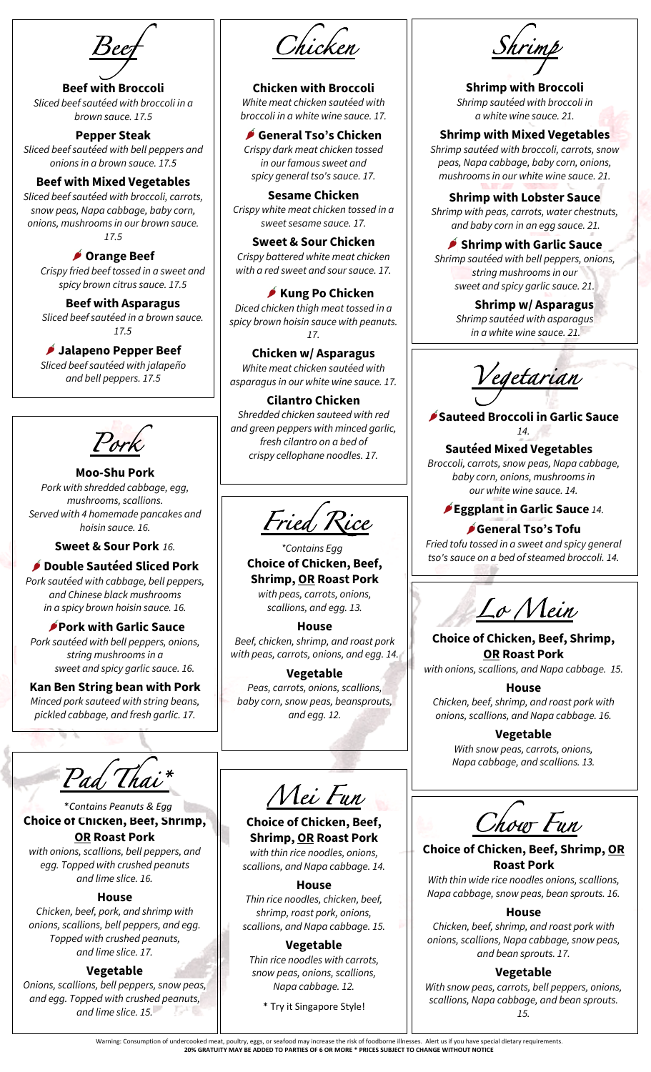## Beef

**Beef with Broccoli**
*Sliced beef sautéed with broccoli in a brown sauce. 17.5*

**Pepper Steak**
*Sliced beef sautéed with bell peppers and onions in a brown sauce. 17.5*

**Beef with Mixed Vegetables**
*Sliced beef sautéed with broccoli, carrots, snow peas, Napa cabbage, baby corn, onions, mushrooms in our brown sauce. 17.5*

**Orange Beef**
*Crispy fried beef tossed in a sweet and spicy brown citrus sauce. 17.5*

**Beef with Asparagus**
*Sliced beef sautéed in a brown sauce. 17.5*

**Jalapeno Pepper Beef**
*Sliced beef sautéed with jalapeño and bell peppers. 17.5*

## Pork

**Moo-Shu Pork**
*Pork with shredded cabbage, egg, mushrooms, scallions. Served with 4 homemade pancakes and hoisin sauce. 16.*

**Sweet & Sour Pork** *16.*

**Double Sautéed Sliced Pork**
*Pork sautéed with cabbage, bell peppers, and Chinese black mushrooms in a spicy brown hoisin sauce. 16.*

**Pork with Garlic Sauce**
*Pork sautéed with bell peppers, onions, string mushrooms in a sweet and spicy garlic sauce. 16.*

**Kan Ben String bean with Pork**
*Minced pork sauteed with string beans, pickled cabbage, and fresh garlic. 17.*

## Pad Thai*

*\*Contains Peanuts & Egg*

**Choice of Chicken, Beef, Shrimp, OR Roast Pork**
*with onions, scallions, bell peppers, and egg. Topped with crushed peanuts and lime slice. 16.*

**House**
*Chicken, beef, pork, and shrimp with onions, scallions, bell peppers, and egg. Topped with crushed peanuts, and lime slice. 17.*

**Vegetable**
*Onions, scallions, bell peppers, snow peas, and egg. Topped with crushed peanuts, and lime slice. 15.*

## Chicken

**Chicken with Broccoli**
*White meat chicken sautéed with broccoli in a white wine sauce. 17.*

**General Tso's Chicken**
*Crispy dark meat chicken tossed in our famous sweet and spicy general tso's sauce. 17.*

**Sesame Chicken**
*Crispy white meat chicken tossed in a sweet sesame sauce. 17.*

**Sweet & Sour Chicken**
*Crispy battered white meat chicken with a red sweet and sour sauce. 17.*

**Kung Po Chicken**
*Diced chicken thigh meat tossed in a spicy brown hoisin sauce with peanuts. 17.*

**Chicken w/ Asparagus**
*White meat chicken sautéed with asparagus in our white wine sauce. 17.*

**Cilantro Chicken**
*Shredded chicken sauteed with red and green peppers with minced garlic, fresh cilantro on a bed of crispy cellophane noodles. 17.*

## Fried Rice

*\*Contains Egg*

**Choice of Chicken, Beef, Shrimp, OR Roast Pork**
*with peas, carrots, onions, scallions, and egg. 13.*

**House**
*Beef, chicken, shrimp, and roast pork with peas, carrots, onions, and egg. 14.*

**Vegetable**
*Peas, carrots, onions, scallions, baby corn, snow peas, beansprouts, and egg. 12.*

## Mei Fun

**Choice of Chicken, Beef, Shrimp, OR Roast Pork**
*with thin rice noodles, onions, scallions, and Napa cabbage. 14.*

**House**
*Thin rice noodles, chicken, beef, shrimp, roast pork, onions, scallions, and Napa cabbage. 15.*

**Vegetable**
*Thin rice noodles with carrots, snow peas, onions, scallions, Napa cabbage. 12.*

\* Try it Singapore Style!

## Shrimp

**Shrimp with Broccoli**
*Shrimp sautéed with broccoli in a white wine sauce. 21.*

**Shrimp with Mixed Vegetables**
*Shrimp sautéed with broccoli, carrots, snow peas, Napa cabbage, baby corn, onions, mushrooms in our white wine sauce. 21.*

**Shrimp with Lobster Sauce**
*Shrimp with peas, carrots, water chestnuts, and baby corn in an egg sauce. 21.*

**Shrimp with Garlic Sauce**
*Shrimp sautéed with bell peppers, onions, string mushrooms in our sweet and spicy garlic sauce. 21.*

**Shrimp w/ Asparagus**
*Shrimp sautéed with asparagus in a white wine sauce. 21.*

## Vegetarian

**Sauteed Broccoli in Garlic Sauce**
*14.*

**Sautéed Mixed Vegetables**
*Broccoli, carrots, snow peas, Napa cabbage, baby corn, onions, mushrooms in our white wine sauce. 14.*

**Eggplant in Garlic Sauce** *14.*

**General Tso's Tofu**
*Fried tofu tossed in a sweet and spicy general tso's sauce on a bed of steamed broccoli. 14.*

## Lo Mein

**Choice of Chicken, Beef, Shrimp, OR Roast Pork**
*with onions, scallions, and Napa cabbage. 15.*

**House**
*Chicken, beef, shrimp, and roast pork with onions, scallions, and Napa cabbage. 16.*

**Vegetable**
*With snow peas, carrots, onions, Napa cabbage, and scallions. 13.*

## Chow Fun

**Choice of Chicken, Beef, Shrimp, OR Roast Pork**
*With thin wide rice noodles onions, scallions, Napa cabbage, snow peas, bean sprouts. 16.*

**House**
*Chicken, beef, shrimp, and roast pork with onions, scallions, Napa cabbage, snow peas, and bean sprouts. 17.*

**Vegetable**
*With snow peas, carrots, bell peppers, onions, scallions, Napa cabbage, and bean sprouts. 15.*

Warning: Consumption of undercooked meat, poultry, eggs, or seafood may increase the risk of foodborne illnesses. Alert us if you have special dietary requirements.
**20% GRATUITY MAY BE ADDED TO PARTIES OF 6 OR MORE \* PRICES SUBJECT TO CHANGE WITHOUT NOTICE**